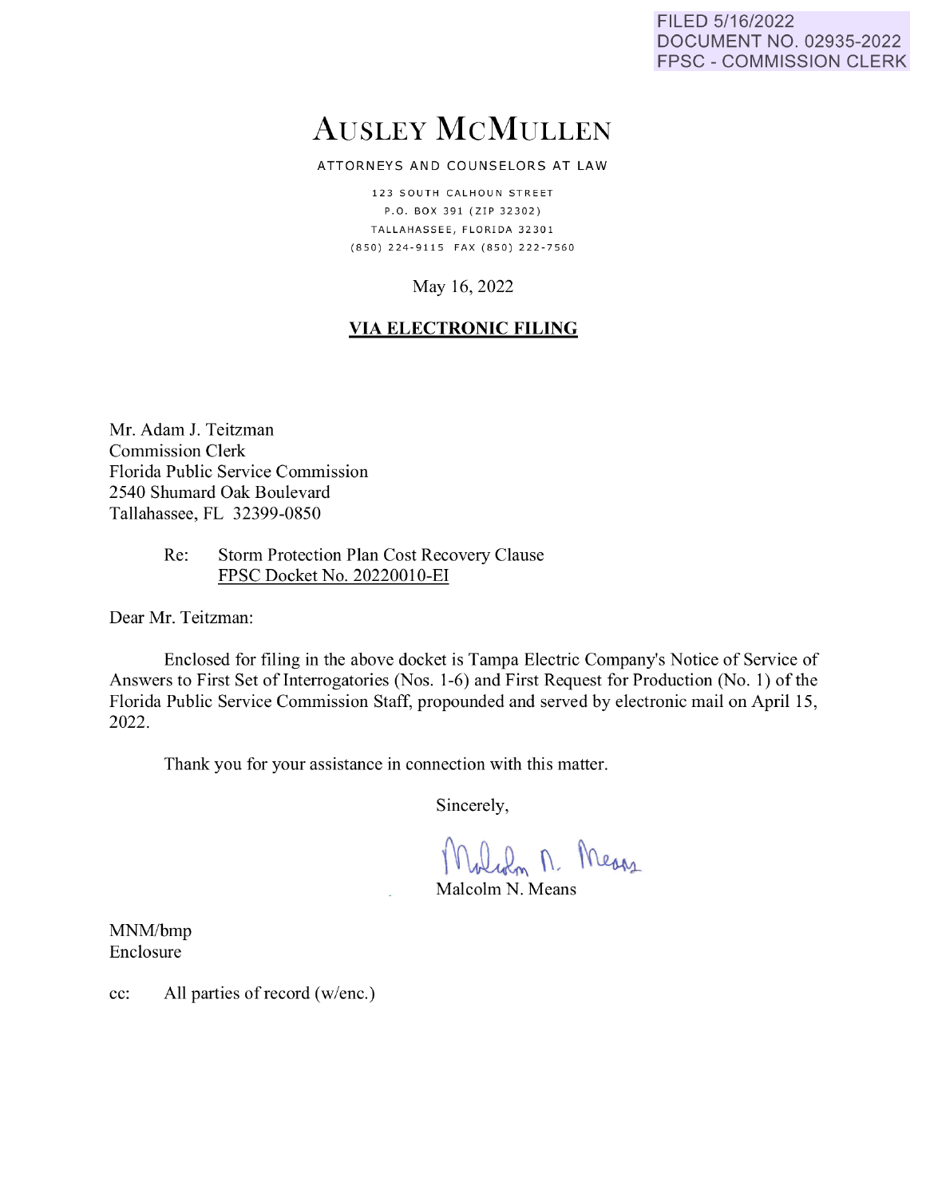FILED 5/16/2022
DOCUMENT NO. 02935-2022
FPSC - COMMISSION CLERK

# AUSLEY MCMULLEN

ATTORNEYS AND COUNSELORS AT LAW

123 SOUTH CALHOUN STREET
P.O. BOX 391 (ZIP 32302)
TALLAHASSEE, FLORIDA 32301
(850) 224-9115 FAX (850) 222-7560

May 16, 2022

**VIA ELECTRONIC FILING**

Mr. Adam J. Teitzman
Commission Clerk
Florida Public Service Commission
2540 Shumard Oak Boulevard
Tallahassee, FL 32399-0850

Re: Storm Protection Plan Cost Recovery Clause
FPSC Docket No. 20220010-EI

Dear Mr. Teitzman:

Enclosed for filing in the above docket is Tampa Electric Company's Notice of Service of Answers to First Set of Interrogatories (Nos. 1-6) and First Request for Production (No. 1) of the Florida Public Service Commission Staff, propounded and served by electronic mail on April 15, 2022.

Thank you for your assistance in connection with this matter.

Sincerely,

Malcolm N. Means

MNM/bmp
Enclosure

cc: All parties of record (w/enc.)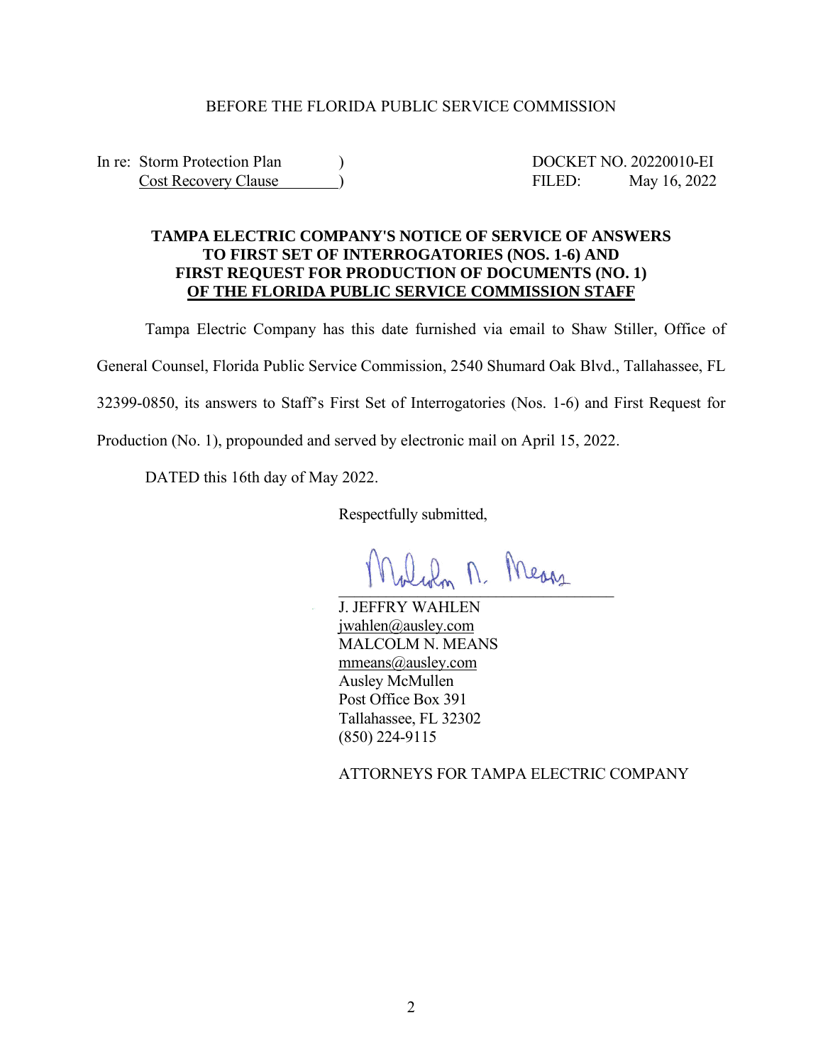BEFORE THE FLORIDA PUBLIC SERVICE COMMISSION

In re: Storm Protection Plan Cost Recovery Clause )
)

DOCKET NO. 20220010-EI
FILED: May 16, 2022

**TAMPA ELECTRIC COMPANY'S NOTICE OF SERVICE OF ANSWERS TO FIRST SET OF INTERROGATORIES (NOS. 1-6) AND FIRST REQUEST FOR PRODUCTION OF DOCUMENTS (NO. 1) OF THE FLORIDA PUBLIC SERVICE COMMISSION STAFF**

Tampa Electric Company has this date furnished via email to Shaw Stiller, Office of General Counsel, Florida Public Service Commission, 2540 Shumard Oak Blvd., Tallahassee, FL 32399-0850, its answers to Staff's First Set of Interrogatories (Nos. 1-6) and First Request for Production (No. 1), propounded and served by electronic mail on April 15, 2022.

DATED this 16th day of May 2022.

Respectfully submitted,

J. JEFFRY WAHLEN
jwahlen@ausley.com
MALCOLM N. MEANS
mmeans@ausley.com
Ausley McMullen
Post Office Box 391
Tallahassee, FL 32302
(850) 224-9115

ATTORNEYS FOR TAMPA ELECTRIC COMPANY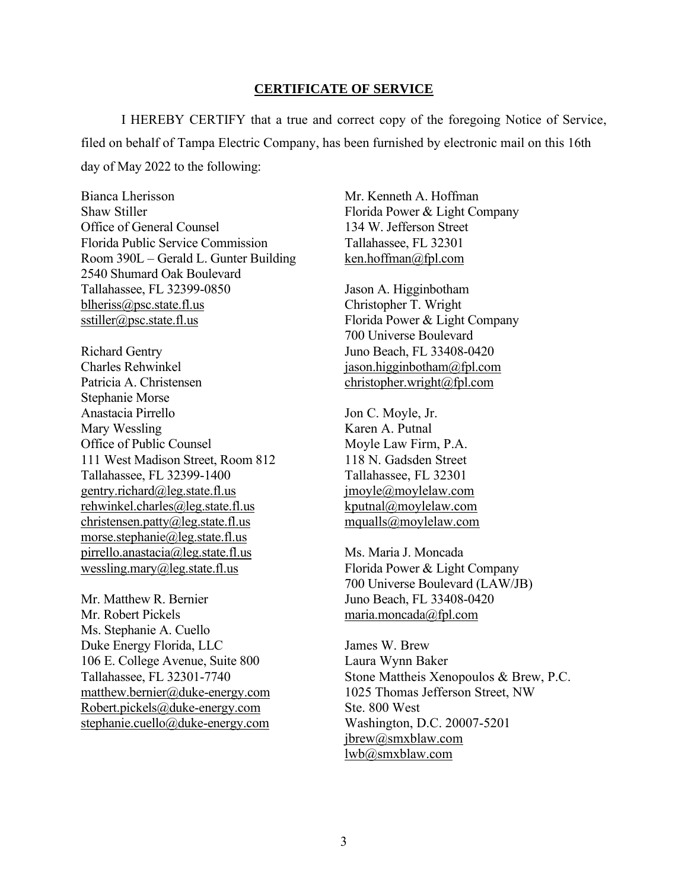## CERTIFICATE OF SERVICE

I HEREBY CERTIFY that a true and correct copy of the foregoing Notice of Service, filed on behalf of Tampa Electric Company, has been furnished by electronic mail on this 16th day of May 2022 to the following:

Bianca Lherisson
Shaw Stiller
Office of General Counsel
Florida Public Service Commission
Room 390L – Gerald L. Gunter Building
2540 Shumard Oak Boulevard
Tallahassee, FL 32399-0850
blheriss@psc.state.fl.us
sstiller@psc.state.fl.us

Richard Gentry
Charles Rehwinkel
Patricia A. Christensen
Stephanie Morse
Anastacia Pirrello
Mary Wessling
Office of Public Counsel
111 West Madison Street, Room 812
Tallahassee, FL 32399-1400
gentry.richard@leg.state.fl.us
rehwinkel.charles@leg.state.fl.us
christensen.patty@leg.state.fl.us
morse.stephanie@leg.state.fl.us
pirrello.anastacia@leg.state.fl.us
wessling.mary@leg.state.fl.us

Mr. Matthew R. Bernier
Mr. Robert Pickels
Ms. Stephanie A. Cuello
Duke Energy Florida, LLC
106 E. College Avenue, Suite 800
Tallahassee, FL 32301-7740
matthew.bernier@duke-energy.com
Robert.pickels@duke-energy.com
stephanie.cuello@duke-energy.com

Mr. Kenneth A. Hoffman
Florida Power & Light Company
134 W. Jefferson Street
Tallahassee, FL 32301
ken.hoffman@fpl.com

Jason A. Higginbotham
Christopher T. Wright
Florida Power & Light Company
700 Universe Boulevard
Juno Beach, FL 33408-0420
jason.higginbotham@fpl.com
christopher.wright@fpl.com

Jon C. Moyle, Jr.
Karen A. Putnal
Moyle Law Firm, P.A.
118 N. Gadsden Street
Tallahassee, FL 32301
jmoyle@moylelaw.com
kputnal@moylelaw.com
mqualls@moylelaw.com

Ms. Maria J. Moncada
Florida Power & Light Company
700 Universe Boulevard (LAW/JB)
Juno Beach, FL 33408-0420
maria.moncada@fpl.com

James W. Brew
Laura Wynn Baker
Stone Mattheis Xenopoulos & Brew, P.C.
1025 Thomas Jefferson Street, NW
Ste. 800 West
Washington, D.C. 20007-5201
jbrew@smxblaw.com
lwb@smxblaw.com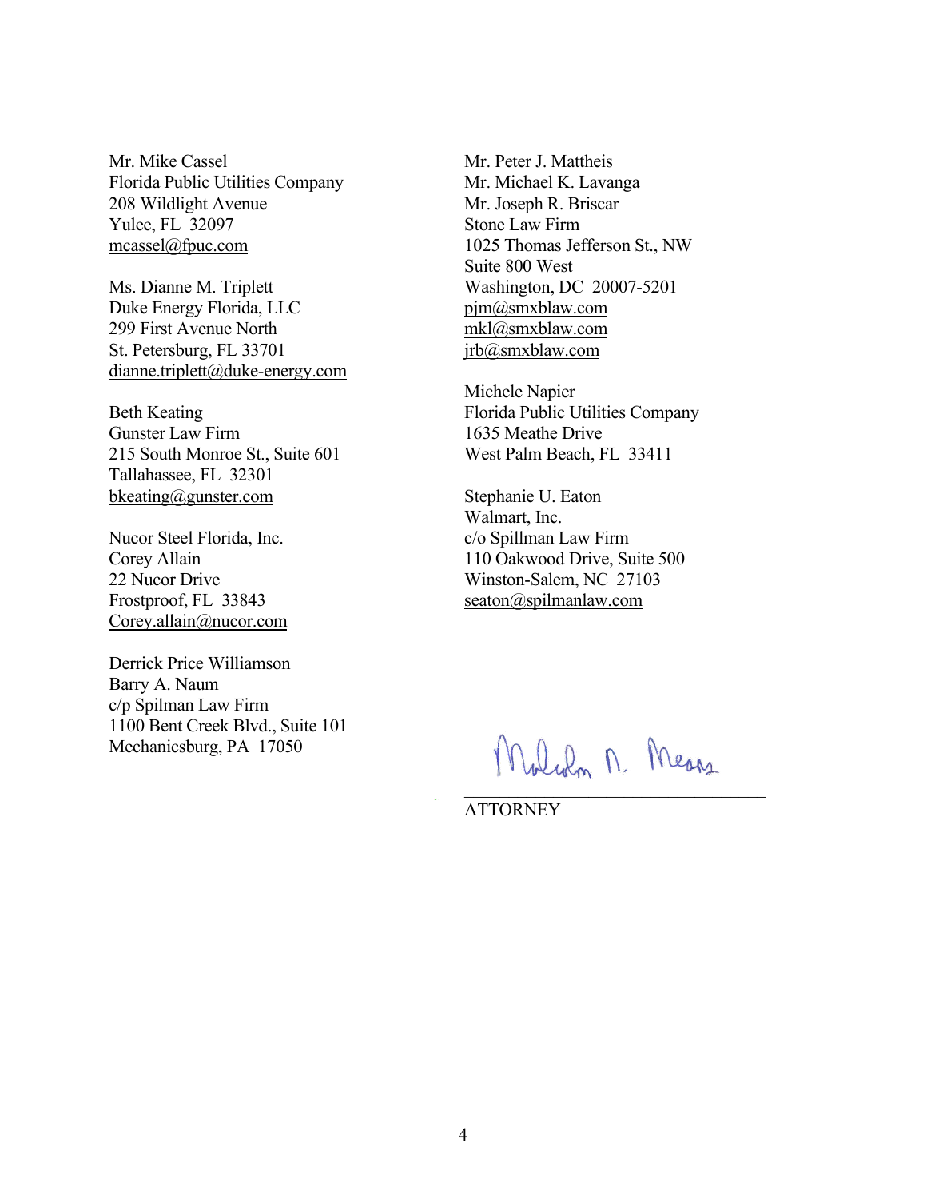Mr. Mike Cassel
Florida Public Utilities Company
208 Wildlight Avenue
Yulee, FL 32097
mcassel@fpuc.com

Ms. Dianne M. Triplett
Duke Energy Florida, LLC
299 First Avenue North
St. Petersburg, FL 33701
dianne.triplett@duke-energy.com

Beth Keating
Gunster Law Firm
215 South Monroe St., Suite 601
Tallahassee, FL 32301
bkeating@gunster.com

Nucor Steel Florida, Inc.
Corey Allain
22 Nucor Drive
Frostproof, FL 33843
Corey.allain@nucor.com

Derrick Price Williamson
Barry A. Naum
c/p Spilman Law Firm
1100 Bent Creek Blvd., Suite 101
Mechanicsburg, PA 17050

Mr. Peter J. Mattheis
Mr. Michael K. Lavanga
Mr. Joseph R. Briscar
Stone Law Firm
1025 Thomas Jefferson St., NW
Suite 800 West
Washington, DC 20007-5201
pjm@smxblaw.com
mkl@smxblaw.com
jrb@smxblaw.com

Michele Napier
Florida Public Utilities Company
1635 Meathe Drive
West Palm Beach, FL 33411

Stephanie U. Eaton
Walmart, Inc.
c/o Spillman Law Firm
110 Oakwood Drive, Suite 500
Winston-Salem, NC 27103
seaton@spilmanlaw.com

Malcolm N. Means

ATTORNEY